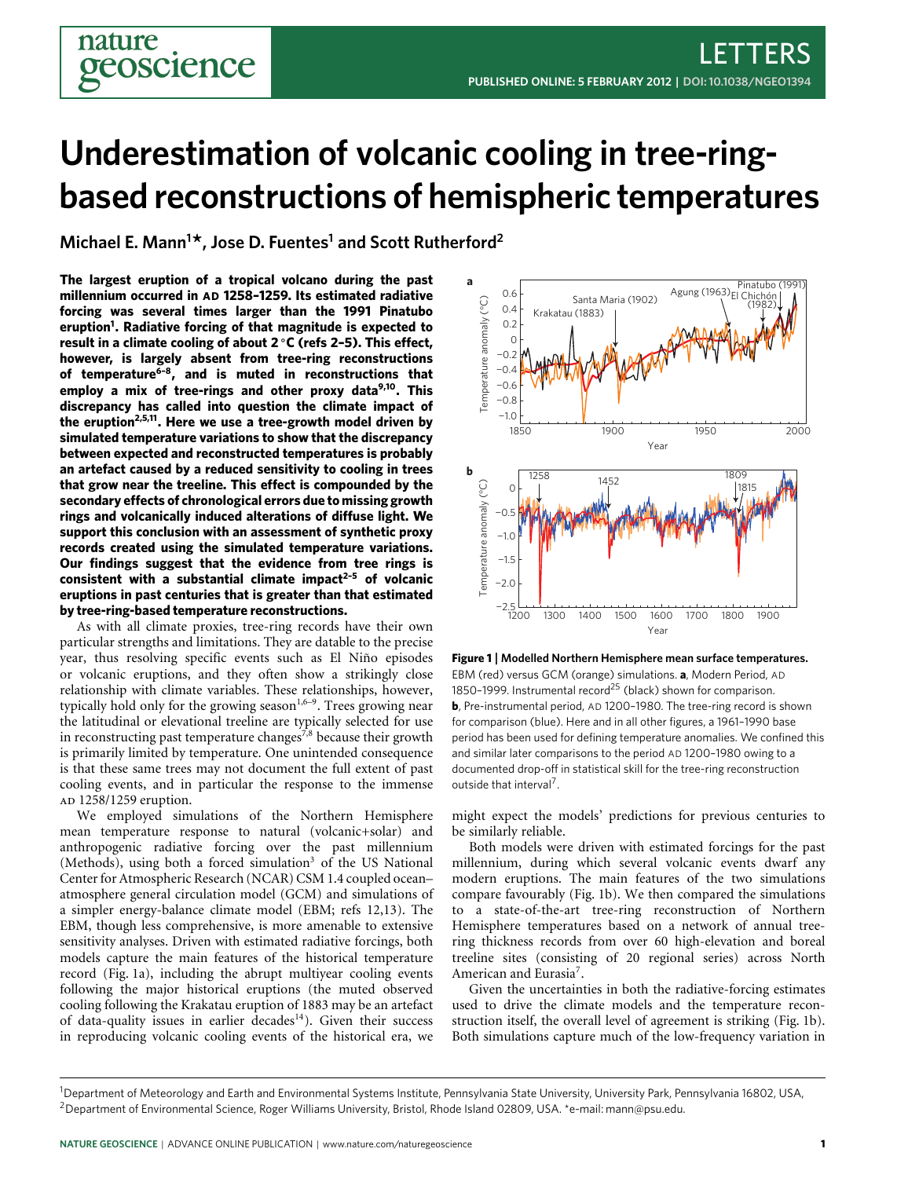# Underestimation of volcanic cooling in tree-ring-based reconstructions of hemispheric temperatures

**Michael E. Mann[1]\*, Jose D. Fuentes[1] and Scott Rutherford[2]**

**The largest eruption of a tropical volcano during the past millennium occurred in AD 1258–1259. Its estimated radiative forcing was several times larger than the 1991 Pinatubo eruption[1]. Radiative forcing of that magnitude is expected to result in a climate cooling of about 2 °C (refs 2–5). This effect, however, is largely absent from tree-ring reconstructions of temperature[6–8], and is muted in reconstructions that employ a mix of tree-rings and other proxy data[9,10]. This discrepancy has called into question the climate impact of the eruption[2,5,11]. Here we use a tree-growth model driven by simulated temperature variations to show that the discrepancy between expected and reconstructed temperatures is probably an artefact caused by a reduced sensitivity to cooling in trees that grow near the treeline. This effect is compounded by the secondary effects of chronological errors due to missing growth rings and volcanically induced alterations of diffuse light. We support this conclusion with an assessment of synthetic proxy records created using the simulated temperature variations. Our findings suggest that the evidence from tree rings is consistent with a substantial climate impact[2–5] of volcanic eruptions in past centuries that is greater than that estimated by tree-ring-based temperature reconstructions.**

As with all climate proxies, tree-ring records have their own particular strengths and limitations. They are datable to the precise year, thus resolving specific events such as El Niño episodes or volcanic eruptions, and they often show a strikingly close relationship with climate variables. These relationships, however, typically hold only for the growing season[1,6–9]. Trees growing near the latitudinal or elevational treeline are typically selected for use in reconstructing past temperature changes[7,8] because their growth is primarily limited by temperature. One unintended consequence is that these same trees may not document the full extent of past cooling events, and in particular the response to the immense AD 1258/1259 eruption.

We employed simulations of the Northern Hemisphere mean temperature response to natural (volcanic+solar) and anthropogenic radiative forcing over the past millennium (Methods), using both a forced simulation[3] of the US National Center for Atmospheric Research (NCAR) CSM 1.4 coupled ocean–atmosphere general circulation model (GCM) and simulations of a simpler energy-balance climate model (EBM; refs 12,13). The EBM, though less comprehensive, is more amenable to extensive sensitivity analyses. Driven with estimated radiative forcings, both models capture the main features of the historical temperature record (Fig. 1a), including the abrupt multiyear cooling events following the major historical eruptions (the muted observed cooling following the Krakatau eruption of 1883 may be an artefact of data-quality issues in earlier decades[14]). Given their success in reproducing volcanic cooling events of the historical era, we might expect the models' predictions for previous centuries to be similarly reliable.

**Figure 1 | Modelled Northern Hemisphere mean surface temperatures.** EBM (red) versus GCM (orange) simulations. **a**, Modern Period, AD 1850–1999. Instrumental record[25] (black) shown for comparison. **b**, Pre-instrumental period, AD 1200–1980. The tree-ring record is shown for comparison (blue). Here and in all other figures, a 1961–1990 base period has been used for defining temperature anomalies. We confined this and similar later comparisons to the period AD 1200–1980 owing to a documented drop-off in statistical skill for the tree-ring reconstruction outside that interval[7].

Both models were driven with estimated forcings for the past millennium, during which several volcanic events dwarf any modern eruptions. The main features of the two simulations compare favourably (Fig. 1b). We then compared the simulations to a state-of-the-art tree-ring reconstruction of Northern Hemisphere temperatures based on a network of annual tree-ring thickness records from over 60 high-elevation and boreal treeline sites (consisting of 20 regional series) across North American and Eurasia[7].

Given the uncertainties in both the radiative-forcing estimates used to drive the climate models and the temperature reconstruction itself, the overall level of agreement is striking (Fig. 1b). Both simulations capture much of the low-frequency variation in

[1]Department of Meteorology and Earth and Environmental Systems Institute, Pennsylvania State University, University Park, Pennsylvania 16802, USA, [2]Department of Environmental Science, Roger Williams University, Bristol, Rhode Island 02809, USA. \*e-mail: mann@psu.edu.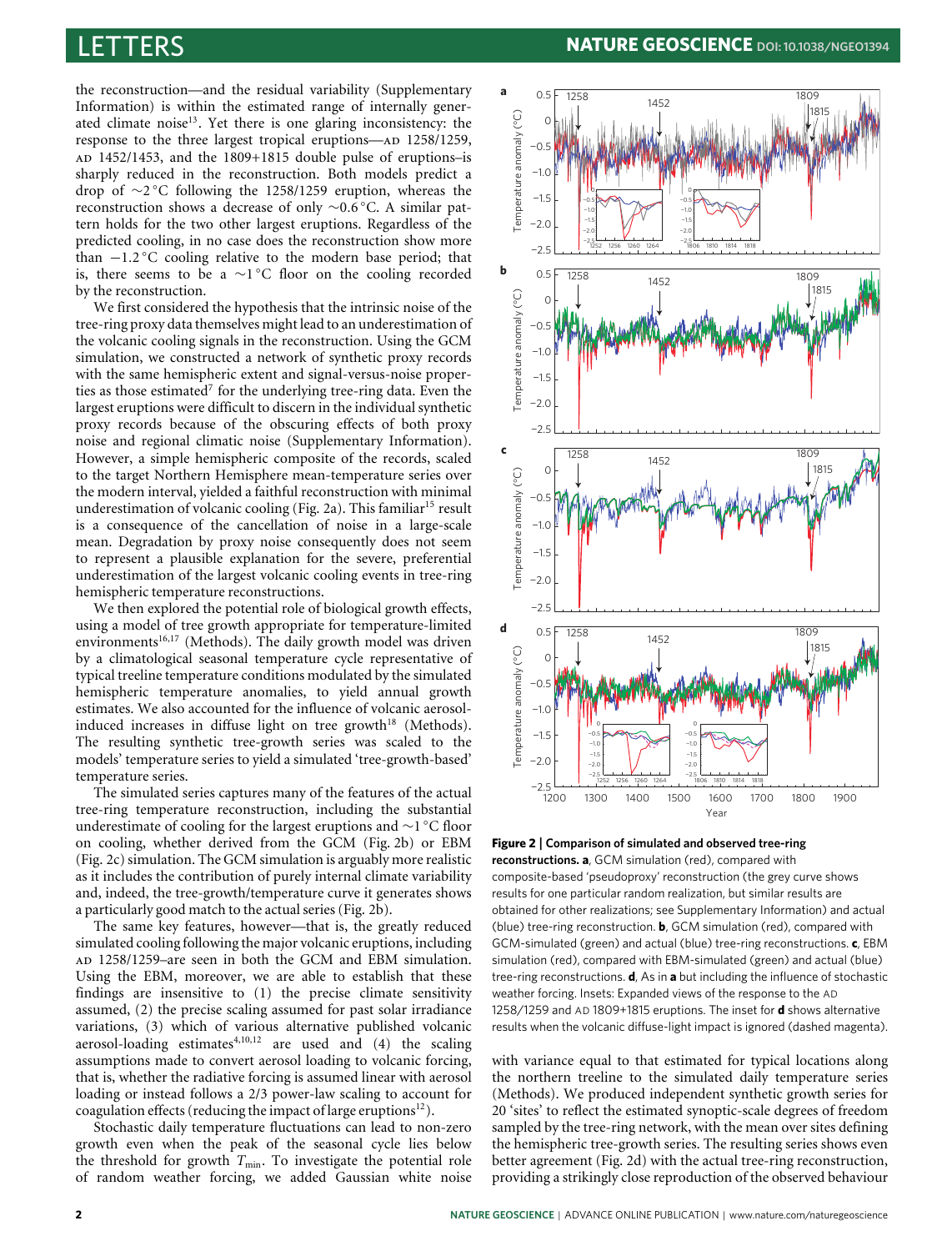the reconstruction—and the residual variability (Supplementary Information) is within the estimated range of internally generated climate noise[13]. Yet there is one glaring inconsistency: the response to the three largest tropical eruptions—AD 1258/1259, AD 1452/1453, and the 1809+1815 double pulse of eruptions–is sharply reduced in the reconstruction. Both models predict a drop of ~2 °C following the 1258/1259 eruption, whereas the reconstruction shows a decrease of only ~0.6 °C. A similar pattern holds for the two other largest eruptions. Regardless of the predicted cooling, in no case does the reconstruction show more than −1.2 °C cooling relative to the modern base period; that is, there seems to be a ~1 °C floor on the cooling recorded by the reconstruction.

We first considered the hypothesis that the intrinsic noise of the tree-ring proxy data themselves might lead to an underestimation of the volcanic cooling signals in the reconstruction. Using the GCM simulation, we constructed a network of synthetic proxy records with the same hemispheric extent and signal-versus-noise properties as those estimated[7] for the underlying tree-ring data. Even the largest eruptions were difficult to discern in the individual synthetic proxy records because of the obscuring effects of both proxy noise and regional climatic noise (Supplementary Information). However, a simple hemispheric composite of the records, scaled to the target Northern Hemisphere mean-temperature series over the modern interval, yielded a faithful reconstruction with minimal underestimation of volcanic cooling (Fig. 2a). This familiar[15] result is a consequence of the cancellation of noise in a large-scale mean. Degradation by proxy noise consequently does not seem to represent a plausible explanation for the severe, preferential underestimation of the largest volcanic cooling events in tree-ring hemispheric temperature reconstructions.

We then explored the potential role of biological growth effects, using a model of tree growth appropriate for temperature-limited environments[16,17] (Methods). The daily growth model was driven by a climatological seasonal temperature cycle representative of typical treeline temperature conditions modulated by the simulated hemispheric temperature anomalies, to yield annual growth estimates. We also accounted for the influence of volcanic aerosol-induced increases in diffuse light on tree growth[18] (Methods). The resulting synthetic tree-growth series was scaled to the models' temperature series to yield a simulated 'tree-growth-based' temperature series.

The simulated series captures many of the features of the actual tree-ring temperature reconstruction, including the substantial underestimate of cooling for the largest eruptions and ~1 °C floor on cooling, whether derived from the GCM (Fig. 2b) or EBM (Fig. 2c) simulation. The GCM simulation is arguably more realistic as it includes the contribution of purely internal climate variability and, indeed, the tree-growth/temperature curve it generates shows a particularly good match to the actual series (Fig. 2b).

The same key features, however—that is, the greatly reduced simulated cooling following the major volcanic eruptions, including AD 1258/1259–are seen in both the GCM and EBM simulation. Using the EBM, moreover, we are able to establish that these findings are insensitive to (1) the precise climate sensitivity assumed, (2) the precise scaling assumed for past solar irradiance variations, (3) which of various alternative published volcanic aerosol-loading estimates[4,10,12] are used and (4) the scaling assumptions made to convert aerosol loading to volcanic forcing, that is, whether the radiative forcing is assumed linear with aerosol loading or instead follows a 2/3 power-law scaling to account for coagulation effects (reducing the impact of large eruptions[12]).

Stochastic daily temperature fluctuations can lead to non-zero growth even when the peak of the seasonal cycle lies below the threshold for growth $T_{min}$. To investigate the potential role of random weather forcing, we added Gaussian white noise with variance equal to that estimated for typical locations along the northern treeline to the simulated daily temperature series (Methods). We produced independent synthetic growth series for 20 'sites' to reflect the estimated synoptic-scale degrees of freedom sampled by the tree-ring network, with the mean over sites defining the hemispheric tree-growth series. The resulting series shows even better agreement (Fig. 2d) with the actual tree-ring reconstruction, providing a strikingly close reproduction of the observed behaviour

**Figure 2 | Comparison of simulated and observed tree-ring reconstructions.** **a**, GCM simulation (red), compared with composite-based 'pseudoproxy' reconstruction (the grey curve shows results for one particular random realization, but similar results are obtained for other realizations; see Supplementary Information) and actual (blue) tree-ring reconstruction. **b**, GCM simulation (red), compared with GCM-simulated (green) and actual (blue) tree-ring reconstructions. **c**, EBM simulation (red), compared with EBM-simulated (green) and actual (blue) tree-ring reconstructions. **d**, As in **a** but including the influence of stochastic weather forcing. Insets: Expanded views of the response to the AD 1258/1259 and AD 1809+1815 eruptions. The inset for **d** shows alternative results when the volcanic diffuse-light impact is ignored (dashed magenta).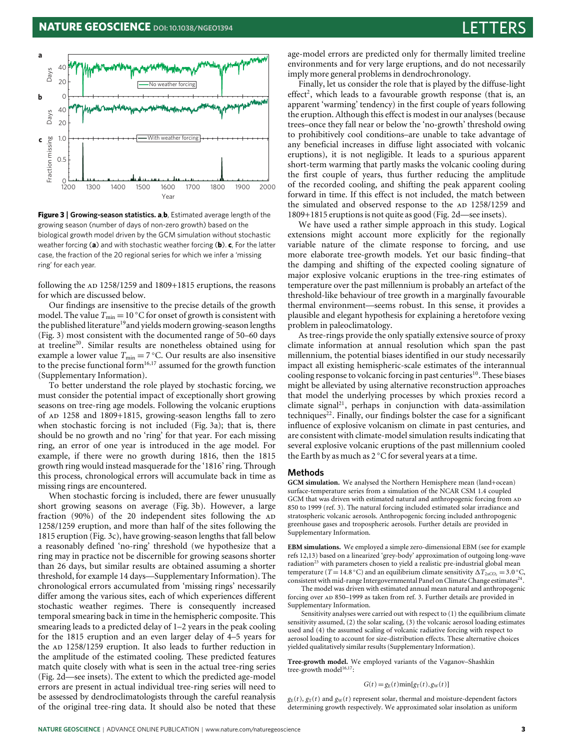a

Days

40

20

No weather forcing

b

0

Days

40

20

With weather forcing

c

Fraction missing

1.0

0.5

0

1200 1300 1400 1500 1600 1700 1800 1900 2000

Year

**Figure 3 | Growing-season statistics. a**,**b**, Estimated average length of the growing season (number of days of non-zero growth) based on the biological growth model driven by the GCM simulation without stochastic weather forcing (**a**) and with stochastic weather forcing (**b**). **c**, For the latter case, the fraction of the 20 regional series for which we infer a 'missing ring' for each year.

following the AD 1258/1259 and 1809+1815 eruptions, the reasons for which are discussed below.

Our findings are insensitive to the precise details of the growth model. The value $T_{min} = 10\,^{\circ}$C for onset of growth is consistent with the published literature[19] and yields modern growing-season lengths (Fig. 3) most consistent with the documented range of 50–60 days at treeline[20]. Similar results are nonetheless obtained using for example a lower value $T_{min} = 7\,^{\circ}$C. Our results are also insensitive to the precise functional form[16,17] assumed for the growth function (Supplementary Information).

To better understand the role played by stochastic forcing, we must consider the potential impact of exceptionally short growing seasons on tree-ring age models. Following the volcanic eruptions of AD 1258 and 1809+1815, growing-season lengths fall to zero when stochastic forcing is not included (Fig. 3a); that is, there should be no growth and no 'ring' for that year. For each missing ring, an error of one year is introduced in the age model. For example, if there were no growth during 1816, then the 1815 growth ring would instead masquerade for the '1816' ring. Through this process, chronological errors will accumulate back in time as missing rings are encountered.

When stochastic forcing is included, there are fewer unusually short growing seasons on average (Fig. 3b). However, a large fraction (90%) of the 20 independent sites following the AD 1258/1259 eruption, and more than half of the sites following the 1815 eruption (Fig. 3c), have growing-season lengths that fall below a reasonably defined 'no-ring' threshold (we hypothesize that a ring may in practice not be discernible for growing seasons shorter than 26 days, but similar results are obtained assuming a shorter threshold, for example 14 days—Supplementary Information). The chronological errors accumulated from 'missing rings' necessarily differ among the various sites, each of which experiences different stochastic weather regimes. There is consequently increased temporal smearing back in time in the hemispheric composite. This smearing leads to a predicted delay of 1–2 years in the peak cooling for the 1815 eruption and an even larger delay of 4–5 years for the AD 1258/1259 eruption. It also leads to further reduction in the amplitude of the estimated cooling. These predicted features match quite closely with what is seen in the actual tree-ring series (Fig. 2d—see insets). The extent to which the predicted age-model errors are present in actual individual tree-ring series will need to be assessed by dendroclimatologists through the careful reanalysis of the original tree-ring data. It should also be noted that these age-model errors are predicted only for thermally limited treeline environments and for very large eruptions, and do not necessarily imply more general problems in dendrochronology.

Finally, let us consider the role that is played by the diffuse-light effect[2], which leads to a favourable growth response (that is, an apparent 'warming' tendency) in the first couple of years following the eruption. Although this effect is modest in our analyses (because trees–once they fall near or below the 'no-growth' threshold owing to prohibitively cool conditions–are unable to take advantage of any beneficial increases in diffuse light associated with volcanic eruptions), it is not negligible. It leads to a spurious apparent short-term warming that partly masks the volcanic cooling during the first couple of years, thus further reducing the amplitude of the recorded cooling, and shifting the peak apparent cooling forward in time. If this effect is not included, the match between the simulated and observed response to the AD 1258/1259 and 1809+1815 eruptions is not quite as good (Fig. 2d—see insets).

We have used a rather simple approach in this study. Logical extensions might account more explicitly for the regionally variable nature of the climate response to forcing, and use more elaborate tree-growth models. Yet our basic finding–that the damping and shifting of the expected cooling signature of major explosive volcanic eruptions in the tree-ring estimates of temperature over the past millennium is probably an artefact of the threshold-like behaviour of tree growth in a marginally favourable thermal environment—seems robust. In this sense, it provides a plausible and elegant hypothesis for explaining a heretofore vexing problem in paleoclimatology.

As tree-rings provide the only spatially extensive source of proxy climate information at annual resolution which span the past millennium, the potential biases identified in our study necessarily impact all existing hemispheric-scale estimates of the interannual cooling response to volcanic forcing in past centuries[10]. These biases might be alleviated by using alternative reconstruction approaches that model the underlying processes by which proxies record a climate signal[21], perhaps in conjunction with data-assimilation techniques[22]. Finally, our findings bolster the case for a significant influence of explosive volcanism on climate in past centuries, and are consistent with climate-model simulation results indicating that several explosive volcanic eruptions of the past millennium cooled the Earth by as much as 2 °C for several years at a time.

## Methods

**GCM simulation.** We analysed the Northern Hemisphere mean (land+ocean) surface-temperature series from a simulation of the NCAR CSM 1.4 coupled GCM that was driven with estimated natural and anthropogenic forcing from AD 850 to 1999 (ref. 3). The natural forcing included estimated solar irradiance and stratospheric volcanic aerosols. Anthropogenic forcing included anthropogenic greenhouse gases and tropospheric aerosols. Further details are provided in Supplementary Information.

**EBM simulations.** We employed a simple zero-dimensional EBM (see for example refs 12,13) based on a linearized 'grey-body' approximation of outgoing long-wave radiation[23] with parameters chosen to yield a realistic pre-industrial global mean temperature ($T = 14.8\,^{\circ}$C) and an equilibrium climate sensitivity $\Delta T_{2xCO_2} = 3.0\,^{\circ}$C, consistent with mid-range Intergovernmental Panel on Climate Change estimates[24].

The model was driven with estimated annual mean natural and anthropogenic forcing over AD 850–1999 as taken from ref. 3. Further details are provided in Supplementary Information.

Sensitivity analyses were carried out with respect to (1) the equilibrium climate sensitivity assumed, (2) the solar scaling, (3) the volcanic aerosol loading estimates used and (4) the assumed scaling of volcanic radiative forcing with respect to aerosol loading to account for size-distribution effects. These alternative choices yielded qualitatively similar results (Supplementary Information).

**Tree-growth model.** We employed variants of the Vaganov–Shashkin tree-growth model[16,17]:

$$G(t) = g_E(t)\min[g_T(t), g_W(t)]$$

$g_E(t)$, $g_T(t)$ and $g_W(t)$ represent solar, thermal and moisture-dependent factors determining growth respectively. We approximated solar insolation as uniform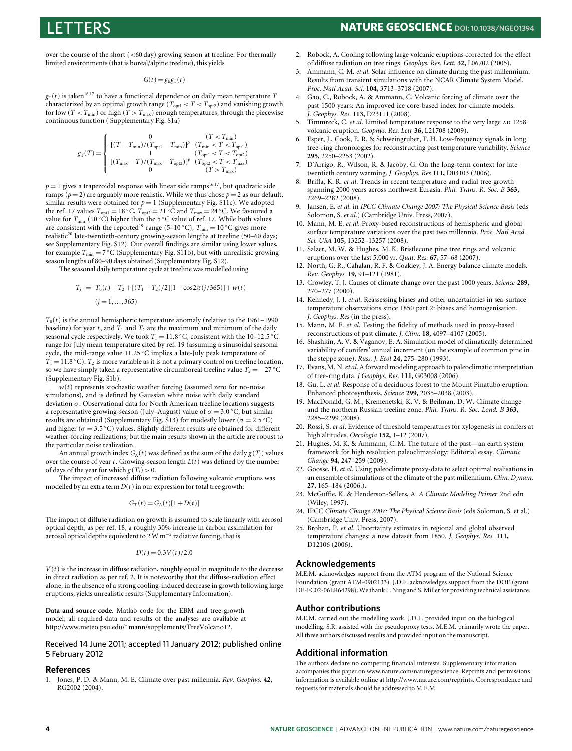over the course of the short (<60 day) growing season at treeline. For thermally limited environments (that is boreal/alpine treeline), this yields

$$G(t) = g_E g_T(t)$$

$g_T(t)$ is taken[16,17] to have a functional dependence on daily mean temperature $T$ characterized by an optimal growth range ($T_{opt1} < T < T_{opt2}$) and vanishing growth for low ($T < T_{min}$) or high ($T > T_{max}$) enough temperatures, through the piecewise continuous function (Supplementary Fig. S1a)

$$g_T(T) = \begin{cases} 0 & (T < T_{min}) \\ [(T - T_{min})/(T_{opt1} - T_{min})]^p & (T_{min} < T < T_{opt1}) \\ 1 & (T_{opt1} < T < T_{opt2}) \\ [(T_{max} - T)/(T_{max} - T_{opt2})]^p & (T_{opt2} < T < T_{max}) \\ 0 & (T > T_{max}) \end{cases}$$

$p = 1$ gives a trapezoidal response with linear side ramps[16,17], but quadratic side ramps ($p = 2$) are arguably more realistic. While we thus chose $p = 2$ as our default, similar results were obtained for $p = 1$ (Supplementary Fig. S11c). We adopted the ref. 17 values $T_{opt1} = 18\,^\circ$C, $T_{opt2} = 21\,^\circ$C and $T_{max} = 24\,^\circ$C. We favoured a value for $T_{min}$ (10 °C) higher than the 5 °C value of ref. 17. While both values are consistent with the reported[19] range (5–10 °C), $T_{min} = 10\,^\circ$C gives more realistic[20] late-twentieth-century growing-season lengths at treeline (50–60 days; see Supplementary Fig. S12). Our overall findings are similar using lower values, for example $T_{min} = 7\,^\circ$C (Supplementary Fig. S11b), but with unrealistic growing season lengths of 80–90 days obtained (Supplementary Fig. S12).

The seasonal daily temperature cycle at treeline was modelled using

$$T_j = T_0(t) + T_2 + [(T_1 - T_2)/2][1 - \cos 2\pi(j/365)] + w(t)$$
$$(j = 1, \ldots, 365)$$

$T_0(t)$ is the annual hemispheric temperature anomaly (relative to the 1961–1990 baseline) for year $t$, and $T_1$ and $T_2$ are the maximum and minimum of the daily seasonal cycle respectively. We took $T_1 = 11.8\,^\circ$C, consistent with the 10–12.5 °C range for July mean temperature cited by ref. 19 (assuming a sinusoidal seasonal cycle, the mid-range value 11.25 °C implies a late-July peak temperature of $T_1 = 11.8\,^\circ$C). $T_2$ is more variable as it is not a primary control on treeline location, so we have simply taken a representative circumboreal treeline value $T_2 = -27\,^\circ$C (Supplementary Fig. S1b).

$w(t)$ represents stochastic weather forcing (assumed zero for no-noise simulations), and is defined by Gaussian white noise with daily standard deviation $\sigma$. Observational data for North American treeline locations suggests a representative growing-season (July–August) value of $\sigma = 3.0\,^\circ$C, but similar results are obtained (Supplementary Fig. S13) for modestly lower ($\sigma = 2.5\,^\circ$C) and higher ($\sigma = 3.5\,^\circ$C) values. Slightly different results are obtained for different weather-forcing realizations, but the main results shown in the article are robust to the particular noise realization.

An annual growth index $G_A(t)$ was defined as the sum of the daily $g(T_j)$ values over the course of year $t$. Growing-season length $L(t)$ was defined by the number of days of the year for which $g(T_j) > 0$.

The impact of increased diffuse radiation following volcanic eruptions was modelled by an extra term $D(t)$ in our expression for total tree growth:

$$G_T(t) = G_A(t)[1 + D(t)]$$

The impact of diffuse radiation on growth is assumed to scale linearly with aerosol optical depth, as per ref. 18, a roughly 30% increase in carbon assimilation for aerosol optical depths equivalent to 2 W m$^{-2}$ radiative forcing, that is

$$D(t) = 0.3V(t)/2.0$$

$V(t)$ is the increase in diffuse radiation, roughly equal in magnitude to the decrease in direct radiation as per ref. 2. It is noteworthy that the diffuse-radiation effect alone, in the absence of a strong cooling-induced decrease in growth following large eruptions, yields unrealistic results (Supplementary Information).

**Data and source code.** Matlab code for the EBM and tree-growth model, all required data and results of the analyses are available at http://www.meteo.psu.edu/~mann/supplements/TreeVolcano12.

Received 14 June 2011; accepted 11 January 2012; published online 5 February 2012

## References

1. Jones, P. D. & Mann, M. E. Climate over past millennia. *Rev. Geophys.* **42,** RG2002 (2004).
2. Robock, A. Cooling following large volcanic eruptions corrected for the effect of diffuse radiation on tree rings. *Geophys. Res. Lett.* **32,** L06702 (2005).
3. Ammann, C. M. *et al.* Solar influence on climate during the past millennium: Results from transient simulations with the NCAR Climate System Model. *Proc. Natl Acad. Sci.* **104,** 3713–3718 (2007).
4. Gao, C., Robock, A. & Ammann, C. Volcanic forcing of climate over the past 1500 years: An improved ice core-based index for climate models. *J. Geophys. Res.* **113,** D23111 (2008).
5. Timmreck, C. *et al.* Limited temperature response to the very large AD 1258 volcanic eruption. *Geophys. Res. Lett* **36,** L21708 (2009).
6. Esper, J., Cook, E. R. & Schweingruber, F. H. Low-frequency signals in long tree-ring chronologies for reconstructing past temperature variability. *Science* **295,** 2250–2253 (2002).
7. D'Arrigo, R., Wilson, R. & Jacoby, G. On the long-term context for late twentieth century warming. *J. Geophys. Res* **111,** D03103 (2006).
8. Briffa, K. R. *et al.* Trends in recent temperature and radial tree growth spanning 2000 years across northwest Eurasia. *Phil. Trans. R. Soc. B* **363,** 2269–2282 (2008).
9. Jansen, E. *et al.* in *IPCC Climate Change 2007: The Physical Science Basis* (eds Solomon, S. *et al.*) (Cambridge Univ. Press, 2007).
10. Mann, M. E. *et al.* Proxy-based reconstructions of hemispheric and global surface temperature variations over the past two millennia. *Proc. Natl Acad. Sci. USA* **105,** 13252–13257 (2008).
11. Salzer, M. W. & Hughes, M. K. Bristlecone pine tree rings and volcanic eruptions over the last 5,000 yr. *Quat. Res.* **67,** 57–68 (2007).
12. North, G. R., Cahalan, R. F. & Coakley, J. A. Energy balance climate models. *Rev. Geophys.* **19,** 91–121 (1981).
13. Crowley, T. J. Causes of climate change over the past 1000 years. *Science* **289,** 270–277 (2000).
14. Kennedy, J. J. *et al.* Reassessing biases and other uncertainties in sea-surface temperature observations since 1850 part 2: biases and homogenisation. *J. Geophys. Res* (in the press).
15. Mann, M. E. *et al.* Testing the fidelity of methods used in proxy-based reconstructions of past climate. *J. Clim.* **18,** 4097–4107 (2005).
16. Shashkin, A. V. & Vaganov, E. A. Simulation model of climatically determined variability of conifers' annual increment (on the example of common pine in the steppe zone). *Russ. J. Ecol* **24,** 275–280 (1993).
17. Evans, M. N. *et al.* A forward modeling approach to paleoclimatic interpretation of tree-ring data. *J Geophys. Res.* **111,** G03008 (2006).
18. Gu, L. *et al.* Response of a deciduous forest to the Mount Pinatubo eruption: Enhanced photosynthesis. *Science* **299,** 2035–2038 (2003).
19. MacDonald, G. M., Kremenetski, K. V. & Beilman, D. W. Climate change and the northern Russian treeline zone. *Phil. Trans. R. Soc. Lond. B* **363,** 2285–2299 (2008).
20. Rossi, S. *et al.* Evidence of threshold temperatures for xylogenesis in conifers at high altitudes. *Oecologia* **152,** 1–12 (2007).
21. Hughes, M. K. & Ammann, C. M. The future of the past—an earth system framework for high resolution paleoclimatology: Editorial essay. *Climatic Change* **94,** 247–259 (2009).
22. Goosse, H. *et al.* Using paleoclimate proxy-data to select optimal realisations in an ensemble of simulations of the climate of the past millennium. *Clim. Dynam.* **27,** 165–184 (2006.).
23. McGuffie, K. & Henderson-Sellers, A. *A Climate Modeling Primer* 2nd edn (Wiley, 1997).
24. IPCC *Climate Change 2007: The Physical Science Basis* (eds Solomon, S. et al.) (Cambridge Univ. Press, 2007).
25. Brohan, P. *et al.* Uncertainty estimates in regional and global observed temperature changes: a new dataset from 1850. *J. Geophys. Res.* **111,** D12106 (2006).

## Acknowledgements

M.E.M. acknowledges support from the ATM program of the National Science Foundation (grant ATM-0902133). J.D.F. acknowledges support from the DOE (grant DE-FC02-06ER64298). We thank L. Ning and S. Miller for providing technical assistance.

## Author contributions

M.E.M. carried out the modelling work. J.D.F. provided input on the biological modelling. S.R. assisted with the pseudoproxy tests. M.E.M. primarily wrote the paper. All three authors discussed results and provided input on the manuscript.

## Additional information

The authors declare no competing financial interests. Supplementary information accompanies this paper on www.nature.com/naturegeoscience. Reprints and permissions information is available online at http://www.nature.com/reprints. Correspondence and requests for materials should be addressed to M.E.M.